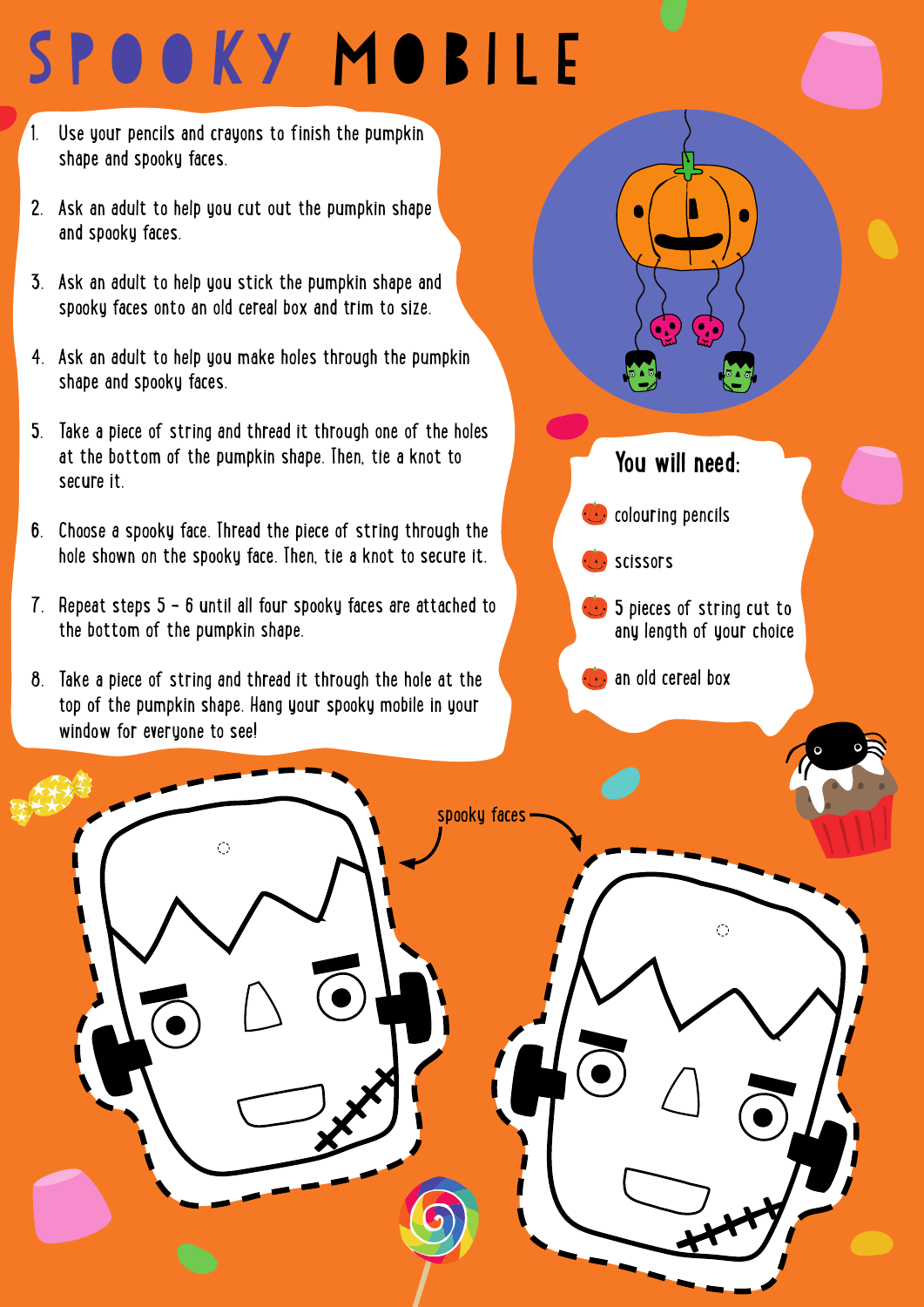# SPOOKY MOBILE

1. Use your pencils and crayons to finish the pumpkin shape and spooky faces.
2. Ask an adult to help you cut out the pumpkin shape and spooky faces.
3. Ask an adult to help you stick the pumpkin shape and spooky faces onto an old cereal box and trim to size.
4. Ask an adult to help you make holes through the pumpkin shape and spooky faces.
5. Take a piece of string and thread it through one of the holes at the bottom of the pumpkin shape. Then, tie a knot to secure it.
6. Choose a spooky face. Thread the piece of string through the hole shown on the spooky face. Then, tie a knot to secure it.
7. Repeat steps 5 – 6 until all four spooky faces are attached to the bottom of the pumpkin shape.
8. Take a piece of string and thread it through the hole at the top of the pumpkin shape. Hang your spooky mobile in your window for everyone to see!

## You will need:

- colouring pencils
- scissors
- 5 pieces of string cut to any length of your choice
- an old cereal box

spooky faces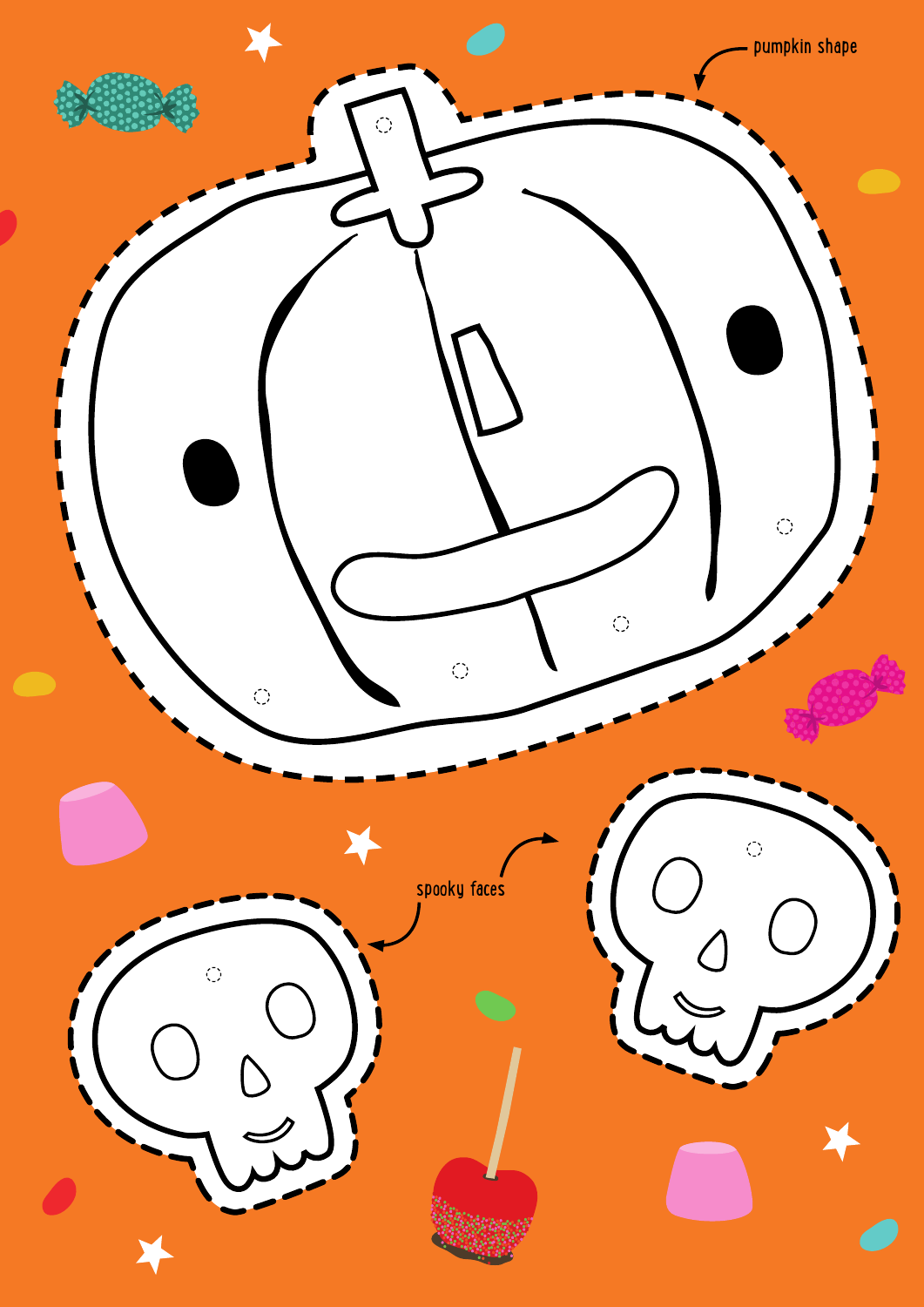pumpkin shape

spooky faces